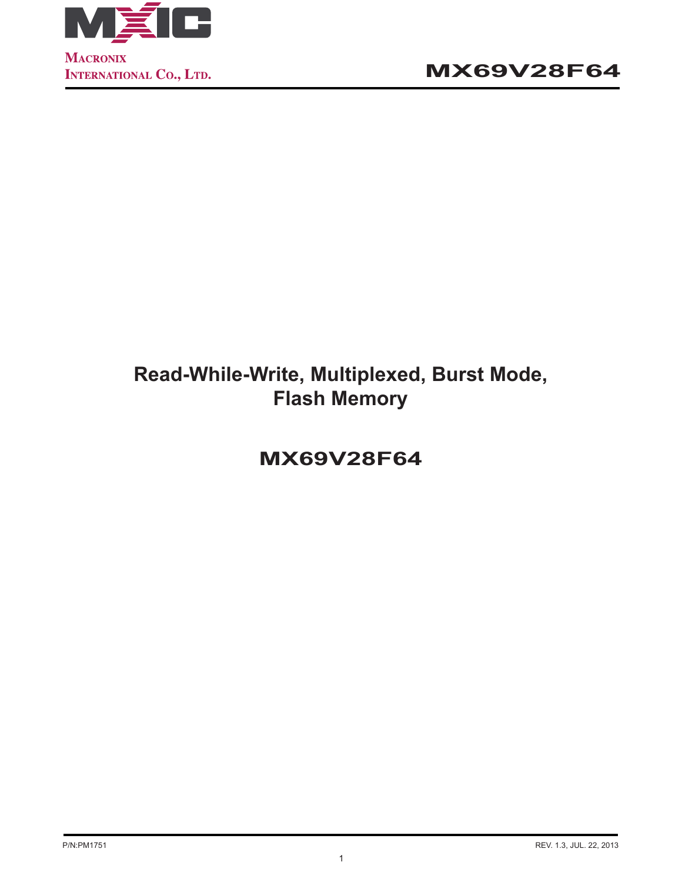# Read-While-Write, Multiplexed, Burst Mode, Flash Memory

## MX69V28F64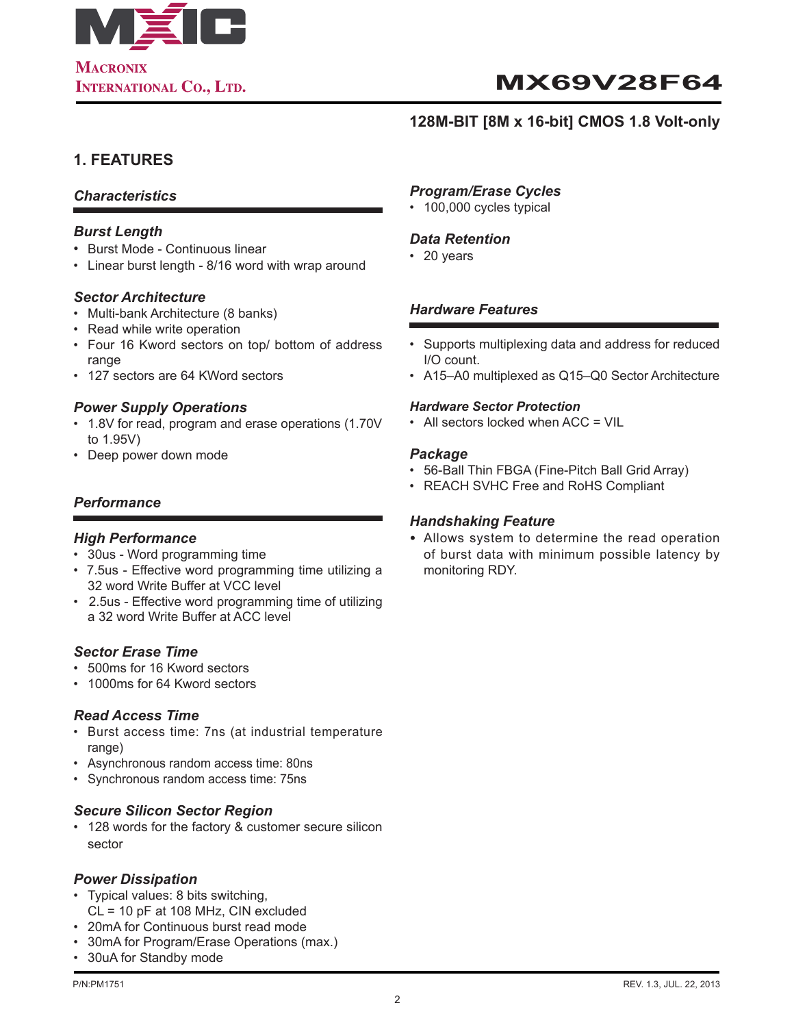# MX69V28F64

## 128M-BIT [8M x 16-bit] CMOS 1.8 Volt-only

## 1. FEATURES

### *Characteristics*

#### *Burst Length*
- Burst Mode - Continuous linear
- Linear burst length - 8/16 word with wrap around

#### *Sector Architecture*
- Multi-bank Architecture (8 banks)
- Read while write operation
- Four 16 Kword sectors on top/ bottom of address range
- 127 sectors are 64 KWord sectors

#### *Power Supply Operations*
- 1.8V for read, program and erase operations (1.70V to 1.95V)
- Deep power down mode

### *Performance*

#### *High Performance*
- 30us - Word programming time
- 7.5us - Effective word programming time utilizing a 32 word Write Buffer at VCC level
- 2.5us - Effective word programming time of utilizing a 32 word Write Buffer at ACC level

#### *Sector Erase Time*
- 500ms for 16 Kword sectors
- 1000ms for 64 Kword sectors

#### *Read Access Time*
- Burst access time: 7ns (at industrial temperature range)
- Asynchronous random access time: 80ns
- Synchronous random access time: 75ns

#### *Secure Silicon Sector Region*
- 128 words for the factory & customer secure silicon sector

#### *Power Dissipation*
- Typical values: 8 bits switching, CL = 10 pF at 108 MHz, CIN excluded
- 20mA for Continuous burst read mode
- 30mA for Program/Erase Operations (max.)
- 30uA for Standby mode

#### *Program/Erase Cycles*
- 100,000 cycles typical

#### *Data Retention*
- 20 years

### *Hardware Features*
- Supports multiplexing data and address for reduced I/O count.
- A15–A0 multiplexed as Q15–Q0 Sector Architecture

#### *Hardware Sector Protection*
- All sectors locked when ACC = VIL

#### *Package*
- 56-Ball Thin FBGA (Fine-Pitch Ball Grid Array)
- REACH SVHC Free and RoHS Compliant

#### *Handshaking Feature*
- Allows system to determine the read operation of burst data with minimum possible latency by monitoring RDY.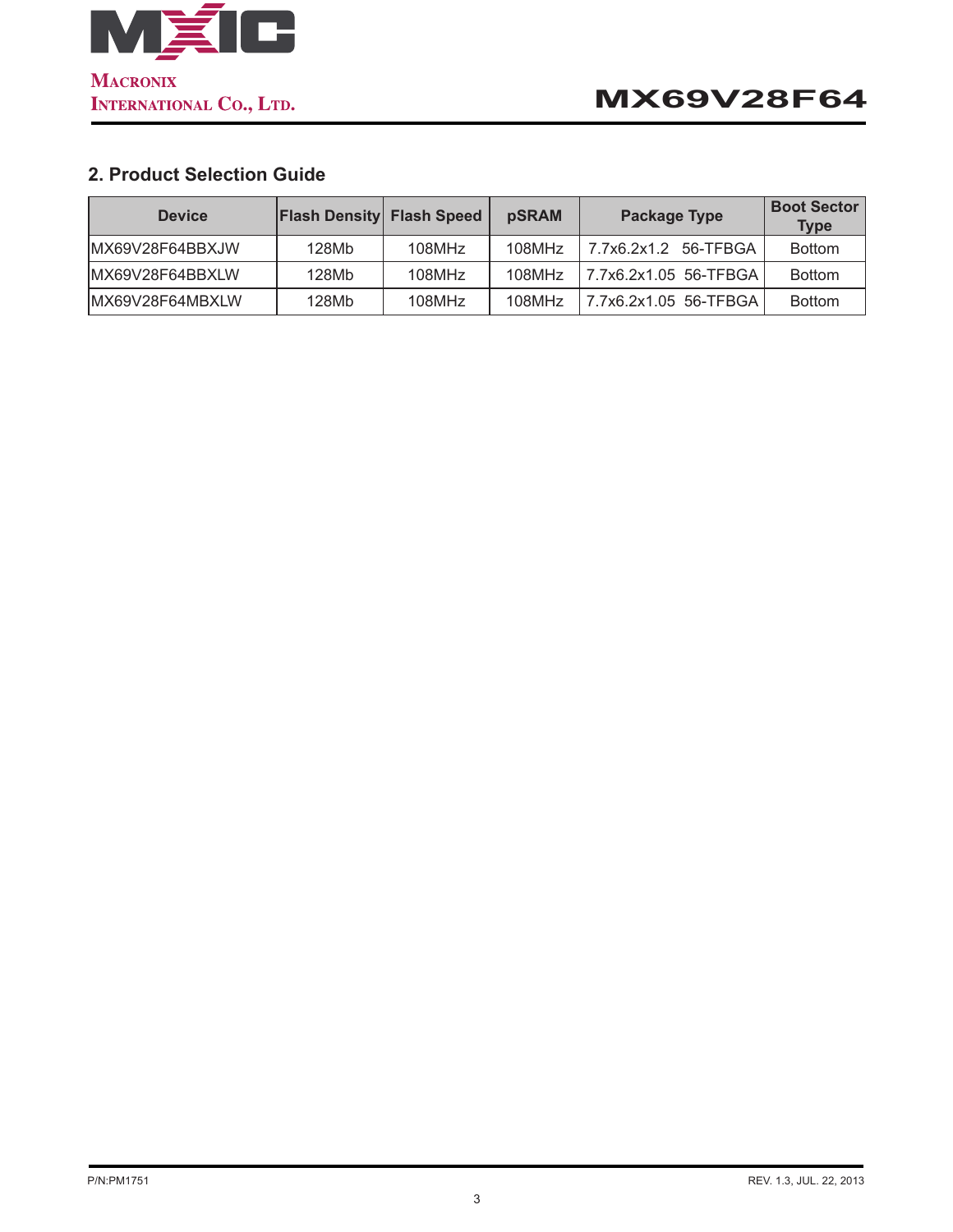## 2. Product Selection Guide

| Device | Flash Density | Flash Speed | pSRAM | Package Type | Boot Sector Type |
|---|---|---|---|---|---|
| MX69V28F64BBXJW | 128Mb | 108MHz | 108MHz | 7.7x6.2x1.2 56-TFBGA | Bottom |
| MX69V28F64BBXLW | 128Mb | 108MHz | 108MHz | 7.7x6.2x1.05 56-TFBGA | Bottom |
| MX69V28F64MBXLW | 128Mb | 108MHz | 108MHz | 7.7x6.2x1.05 56-TFBGA | Bottom |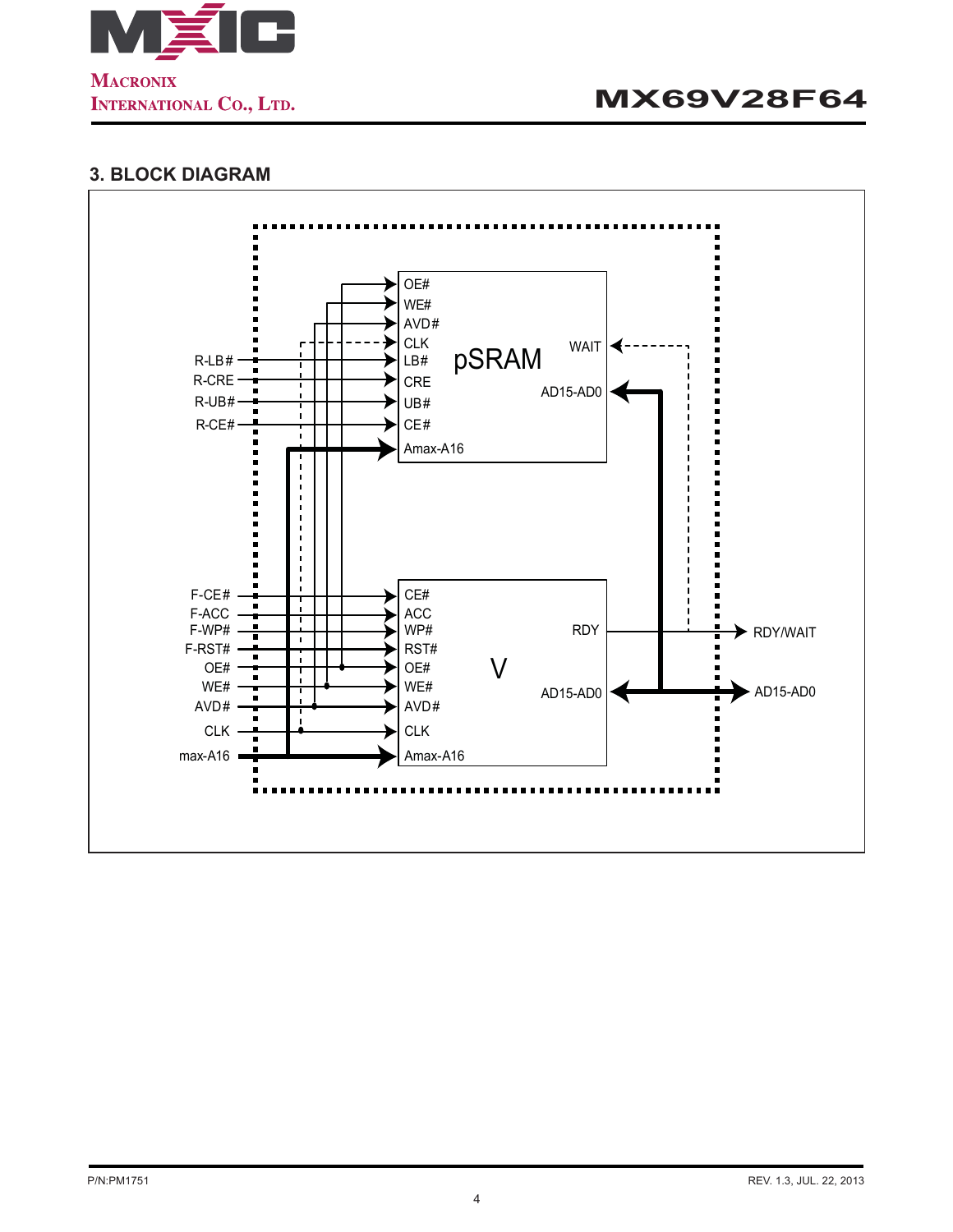## 3. BLOCK DIAGRAM

pSRAM

OE#
WE#
AVD#
CLK
LB#
CRE
UB#
CE#
Amax-A16
WAIT
AD15-AD0

R-LB#
R-CRE
R-UB#
R-CE#

V

CE#
ACC
WP#
RST#
OE#
WE#
AVD#
CLK
Amax-A16
RDY
AD15-AD0

F-CE#
F-ACC
F-WP#
F-RST#
OE#
WE#
AVD#
CLK
max-A16

RDY/WAIT
AD15-AD0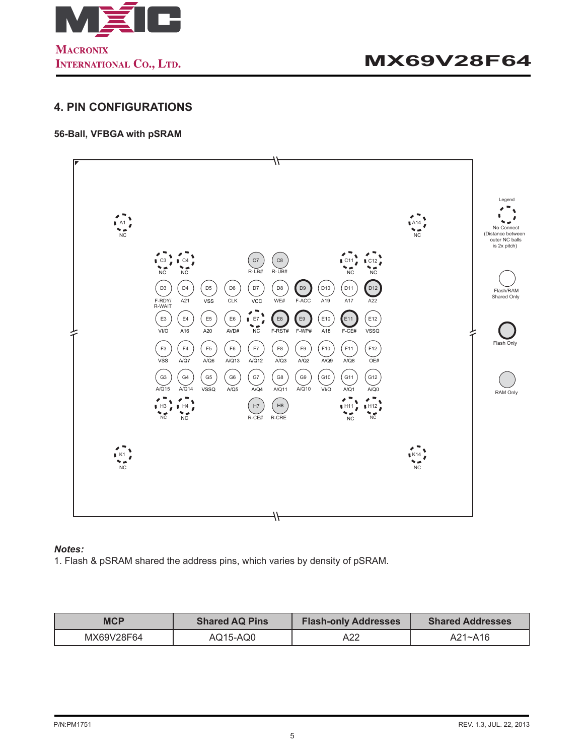## 4. PIN CONFIGURATIONS

### 56-Ball, VFBGA with pSRAM

| | 1 | 3 | 4 | 5 | 6 | 7 | 8 | 9 | 10 | 11 | 12 | 14 |
|---|---|---|---|---|---|---|---|---|---|---|---|---|
| A | NC | | | | | | | | | | | NC |
| C | | NC | NC | | | R-LB# | R-UB# | | | NC | NC | |
| D | | F-RDY/ R-WAIT | A21 | VSS | CLK | VCC | WE# | F-ACC | A19 | A17 | A22 | |
| E | | VI/O | A16 | A20 | AVD# | NC | F-RST# | F-WP# | A18 | F-CE# | VSSQ | |
| F | | VSS | A/Q7 | A/Q6 | A/Q13 | A/Q12 | A/Q3 | A/Q2 | A/Q9 | A/Q8 | OE# | |
| G | | A/Q15 | A/Q14 | VSSQ | A/Q5 | A/Q4 | A/Q11 | A/Q10 | VI/O | A/Q1 | A/Q0 | |
| H | | NC | NC | | | R-CE# | R-CRE | | | NC | NC | |
| K | NC | | | | | | | | | | | NC |

Legend:
- No Connect (Distance between outer NC balls is 2x pitch): A1, A14, C3, C4, C11, C12, E7, H3, H4, H11, H12, K1, K14
- Flash/RAM Shared Only: D3, D4, D5, D6, D7, D8, D10, D11, E3, E4, E5, E6, E10, E12, F3–F12, G3–G12
- Flash Only: D9, D12, E8, E9, E11
- RAM Only: C7, C8, H7, H8

*Notes:*
1. Flash & pSRAM shared the address pins, which varies by density of pSRAM.

| MCP | Shared AQ Pins | Flash-only Addresses | Shared Addresses |
|---|---|---|---|
| MX69V28F64 | AQ15-AQ0 | A22 | A21~A16 |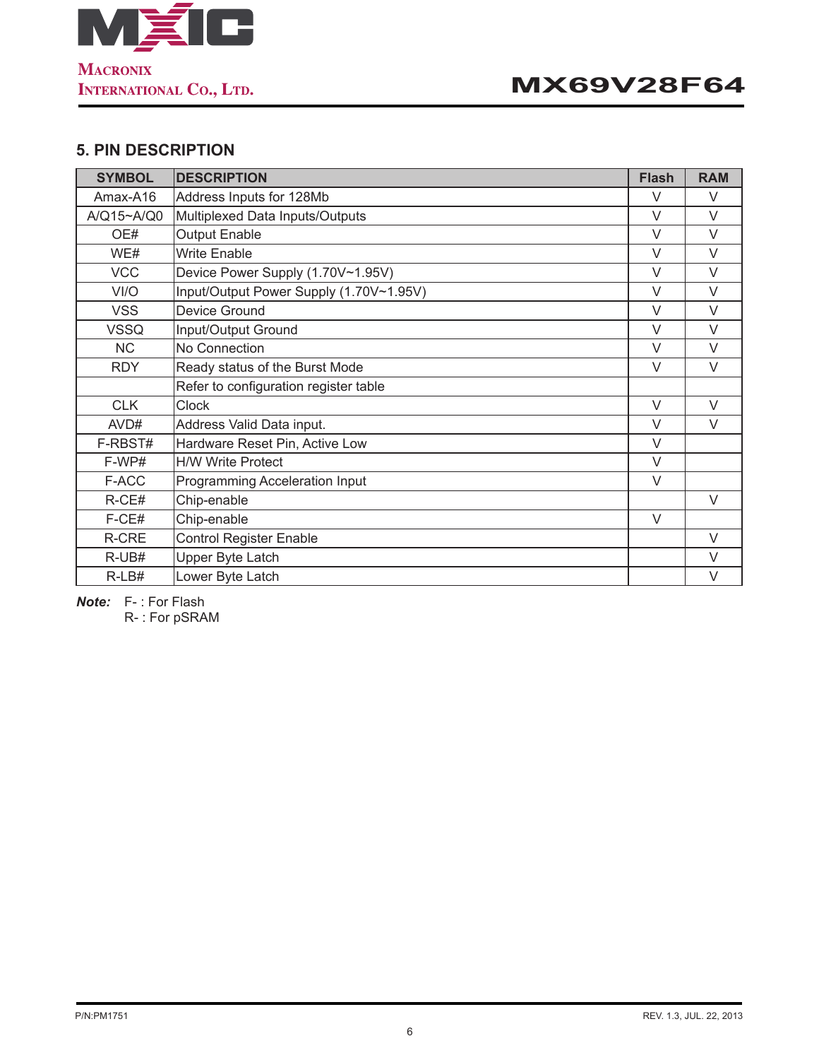## 5. PIN DESCRIPTION

| SYMBOL | DESCRIPTION | Flash | RAM |
|---|---|---|---|
| Amax-A16 | Address Inputs for 128Mb | V | V |
| A/Q15~A/Q0 | Multiplexed Data Inputs/Outputs | V | V |
| OE# | Output Enable | V | V |
| WE# | Write Enable | V | V |
| VCC | Device Power Supply (1.70V~1.95V) | V | V |
| VI/O | Input/Output Power Supply (1.70V~1.95V) | V | V |
| VSS | Device Ground | V | V |
| VSSQ | Input/Output Ground | V | V |
| NC | No Connection | V | V |
| RDY | Ready status of the Burst Mode | V | V |
| | Refer to configuration register table | | |
| CLK | Clock | V | V |
| AVD# | Address Valid Data input. | V | V |
| F-RBST# | Hardware Reset Pin, Active Low | V | |
| F-WP# | H/W Write Protect | V | |
| F-ACC | Programming Acceleration Input | V | |
| R-CE# | Chip-enable | | V |
| F-CE# | Chip-enable | V | |
| R-CRE | Control Register Enable | | V |
| R-UB# | Upper Byte Latch | | V |
| R-LB# | Lower Byte Latch | | V |

***Note:*** F- : For Flash
R- : For pSRAM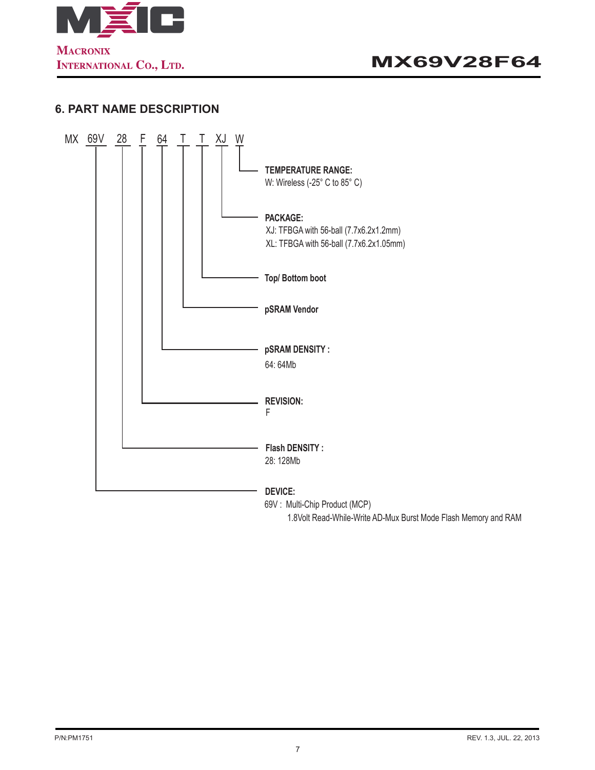## 6. PART NAME DESCRIPTION

MX 69V 28 F 64 T T XJ W

- **TEMPERATURE RANGE:**
  W: Wireless (-25° C to 85° C)
- **PACKAGE:**
  XJ: TFBGA with 56-ball (7.7x6.2x1.2mm)
  XL: TFBGA with 56-ball (7.7x6.2x1.05mm)
- **Top/ Bottom boot**
- **pSRAM Vendor**
- **pSRAM DENSITY :**
  64: 64Mb
- **REVISION:**
  F
- **Flash DENSITY :**
  28: 128Mb
- **DEVICE:**
  69V : Multi-Chip Product (MCP)
  1.8Volt Read-While-Write AD-Mux Burst Mode Flash Memory and RAM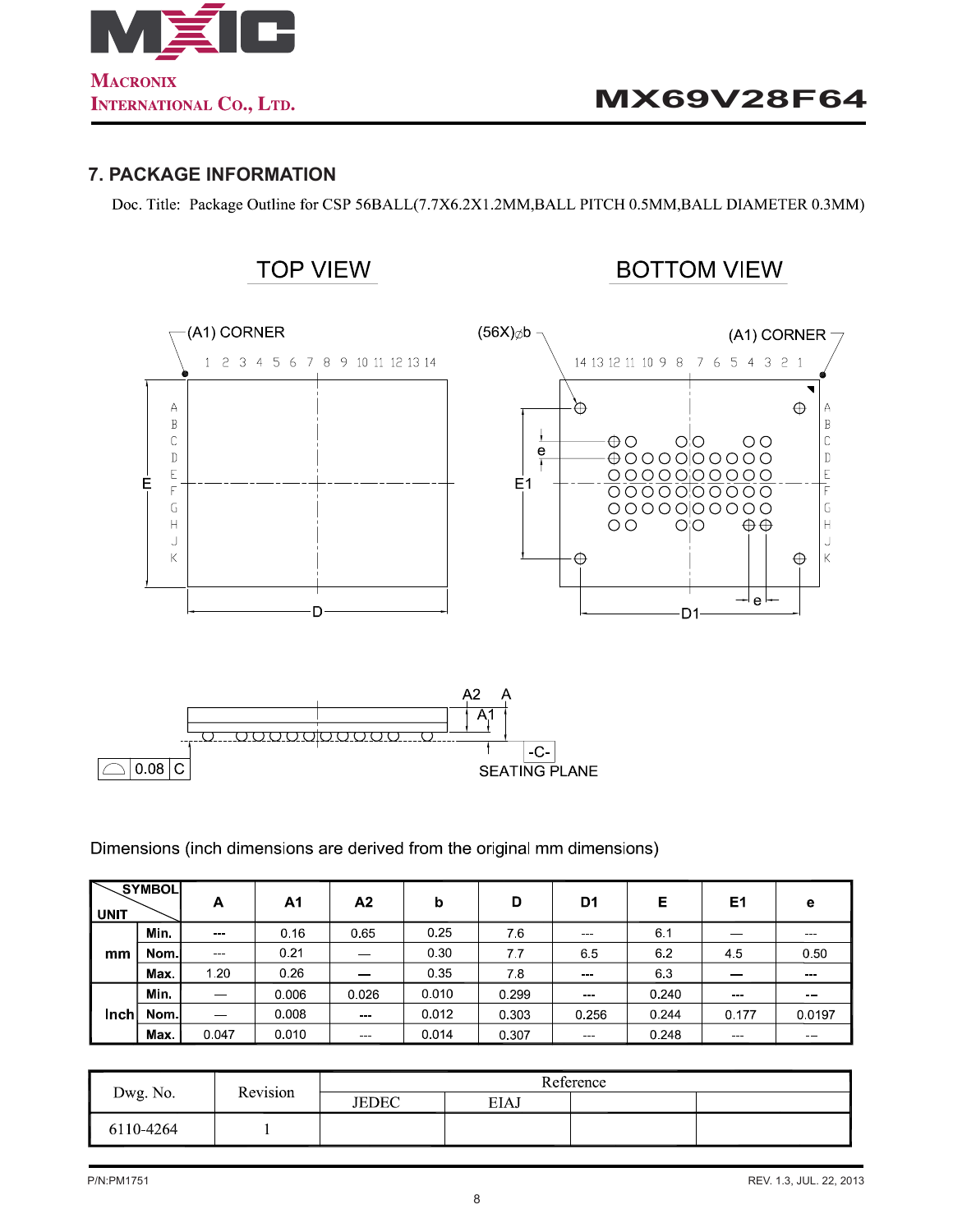## 7. PACKAGE INFORMATION

Doc. Title: Package Outline for CSP 56BALL(7.7X6.2X1.2MM,BALL PITCH 0.5MM,BALL DIAMETER 0.3MM)

TOP VIEW

BOTTOM VIEW

SEATING PLANE

Dimensions (inch dimensions are derived from the original mm dimensions)

| UNIT | SYMBOL | A | A1 | A2 | b | D | D1 | E | E1 | e |
|---|---|---|---|---|---|---|---|---|---|---|
| mm | Min. | --- | 0.16 | 0.65 | 0.25 | 7.6 | --- | 6.1 | — | --- |
| | Nom. | --- | 0.21 | — | 0.30 | 7.7 | 6.5 | 6.2 | 4.5 | 0.50 |
| | Max. | 1.20 | 0.26 | — | 0.35 | 7.8 | --- | 6.3 | — | --- |
| Inch | Min. | — | 0.006 | 0.026 | 0.010 | 0.299 | --- | 0.240 | --- | -- |
| | Nom. | — | 0.008 | --- | 0.012 | 0.303 | 0.256 | 0.244 | 0.177 | 0.0197 |
| | Max. | 0.047 | 0.010 | --- | 0.014 | 0.307 | --- | 0.248 | --- | -- |

| Dwg. No. | Revision | Reference | | | |
|---|---|---|---|---|---|
| | | JEDEC | EIAJ | | |
| 6110-4264 | 1 | | | | |

P/N:PM1751

REV. 1.3, JUL. 22, 2013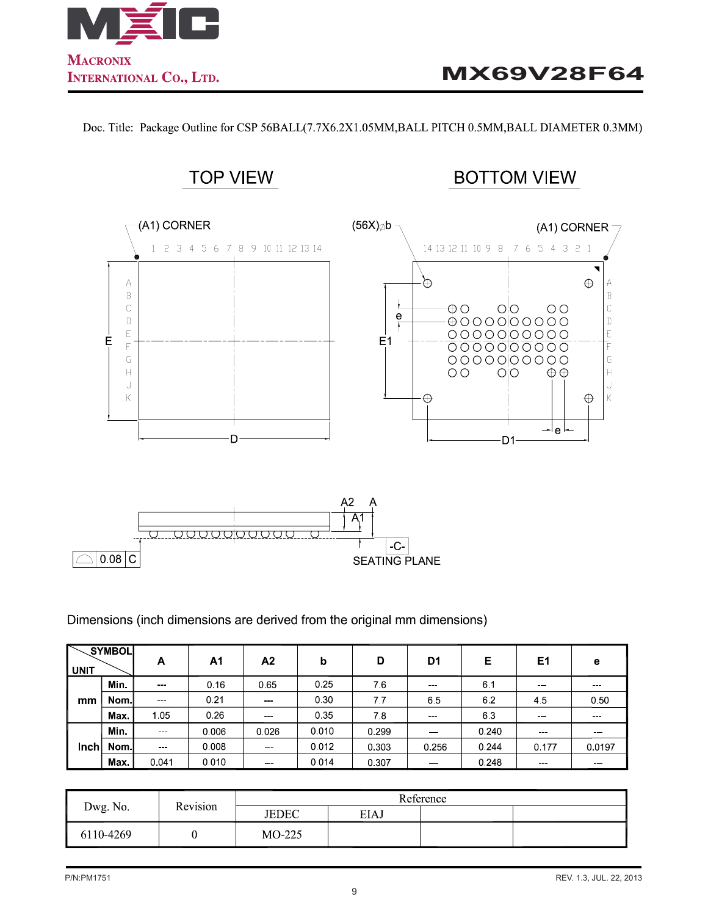Doc. Title: Package Outline for CSP 56BALL(7.7X6.2X1.05MM,BALL PITCH 0.5MM,BALL DIAMETER 0.3MM)

TOP VIEW

BOTTOM VIEW

Dimensions (inch dimensions are derived from the original mm dimensions)

| UNIT | SYMBOL | A | A1 | A2 | b | D | D1 | E | E1 | e |
|---|---|---|---|---|---|---|---|---|---|---|
| mm | Min. | --- | 0.16 | 0.65 | 0.25 | 7.6 | --- | 6.1 | --- | --- |
| | Nom. | --- | 0.21 | --- | 0.30 | 7.7 | 6.5 | 6.2 | 4.5 | 0.50 |
| | Max. | 1.05 | 0.26 | --- | 0.35 | 7.8 | --- | 6.3 | --- | --- |
| Inch | Min. | --- | 0.006 | 0.026 | 0.010 | 0.299 | --- | 0.240 | --- | --- |
| | Nom. | --- | 0.008 | --- | 0.012 | 0.303 | 0.256 | 0.244 | 0.177 | 0.0197 |
| | Max. | 0.041 | 0.010 | --- | 0.014 | 0.307 | --- | 0.248 | --- | --- |

| Dwg. No. | Revision | Reference | | | |
|---|---|---|---|---|---|
| | | JEDEC | EIAJ | | |
| 6110-4269 | 0 | MO-225 | | | |

P/N:PM1751

REV. 1.3, JUL. 22, 2013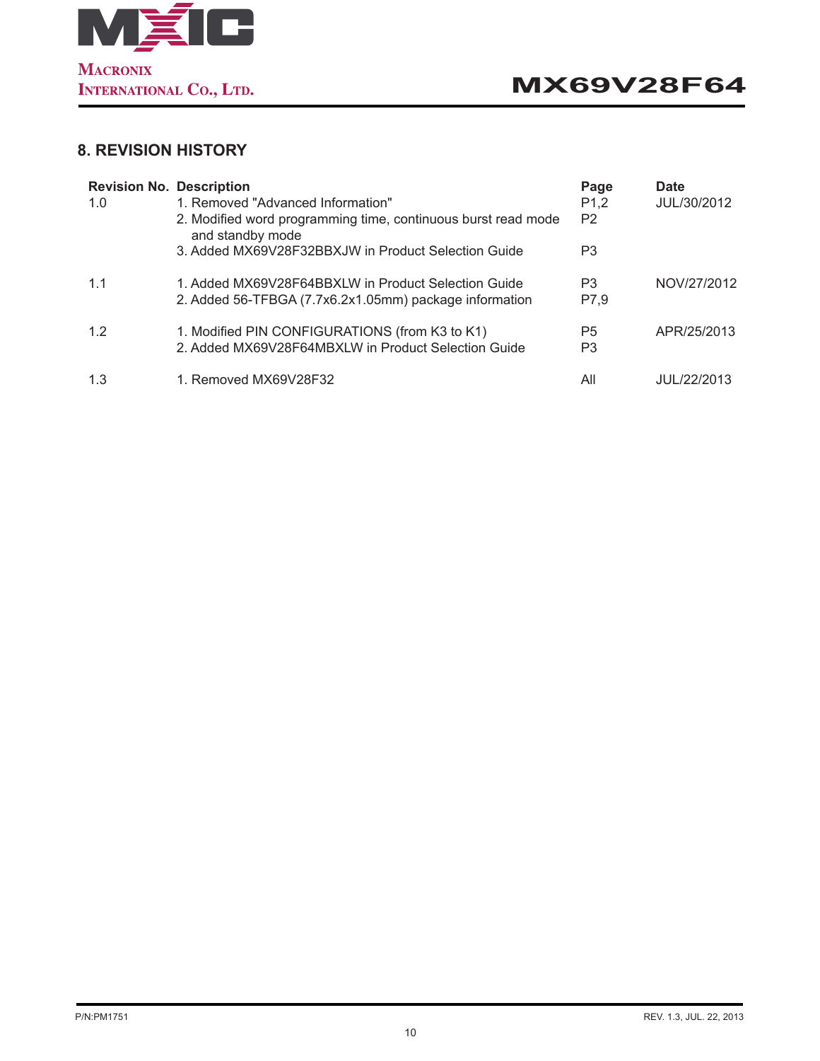## 8. REVISION HISTORY

| Revision No. | Description | Page | Date |
|---|---|---|---|
| 1.0 | 1. Removed "Advanced Information" | P1,2 | JUL/30/2012 |
| | 2. Modified word programming time, continuous burst read mode and standby mode | P2 | |
| | 3. Added MX69V28F32BBXJW in Product Selection Guide | P3 | |
| 1.1 | 1. Added MX69V28F64BBXLW in Product Selection Guide | P3 | NOV/27/2012 |
| | 2. Added 56-TFBGA (7.7x6.2x1.05mm) package information | P7,9 | |
| 1.2 | 1. Modified PIN CONFIGURATIONS (from K3 to K1) | P5 | APR/25/2013 |
| | 2. Added MX69V28F64MBXLW in Product Selection Guide | P3 | |
| 1.3 | 1. Removed MX69V28F32 | All | JUL/22/2013 |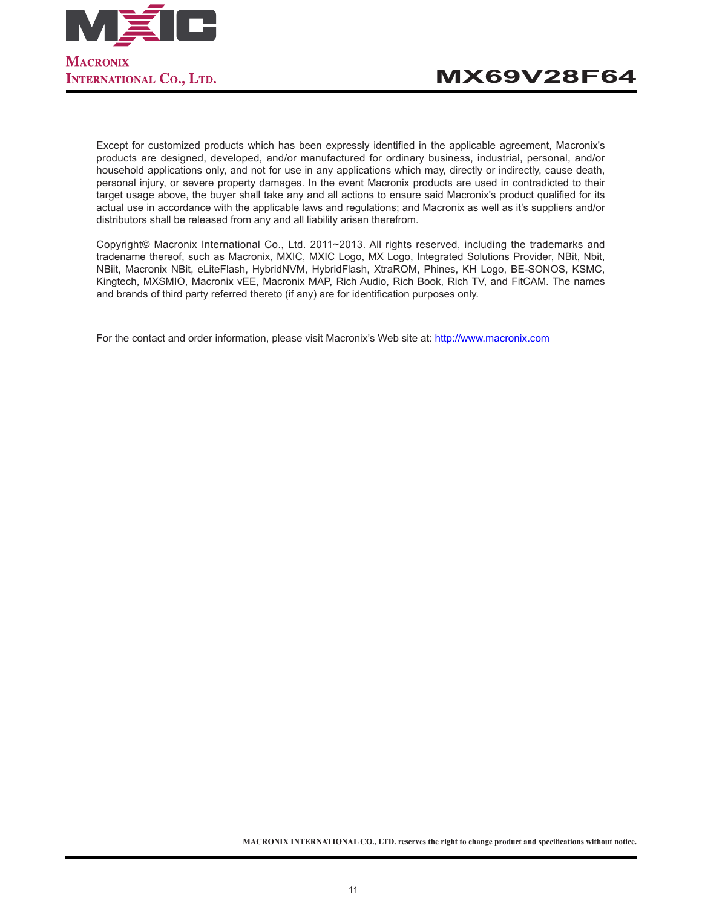Except for customized products which has been expressly identified in the applicable agreement, Macronix's products are designed, developed, and/or manufactured for ordinary business, industrial, personal, and/or household applications only, and not for use in any applications which may, directly or indirectly, cause death, personal injury, or severe property damages. In the event Macronix products are used in contradicted to their target usage above, the buyer shall take any and all actions to ensure said Macronix's product qualified for its actual use in accordance with the applicable laws and regulations; and Macronix as well as it's suppliers and/or distributors shall be released from any and all liability arisen therefrom.

Copyright© Macronix International Co., Ltd. 2011~2013. All rights reserved, including the trademarks and tradename thereof, such as Macronix, MXIC, MXIC Logo, MX Logo, Integrated Solutions Provider, NBit, Nbit, NBiit, Macronix NBit, eLiteFlash, HybridNVM, HybridFlash, XtraROM, Phines, KH Logo, BE-SONOS, KSMC, Kingtech, MXSMIO, Macronix vEE, Macronix MAP, Rich Audio, Rich Book, Rich TV, and FitCAM. The names and brands of third party referred thereto (if any) are for identification purposes only.

For the contact and order information, please visit Macronix's Web site at: http://www.macronix.com